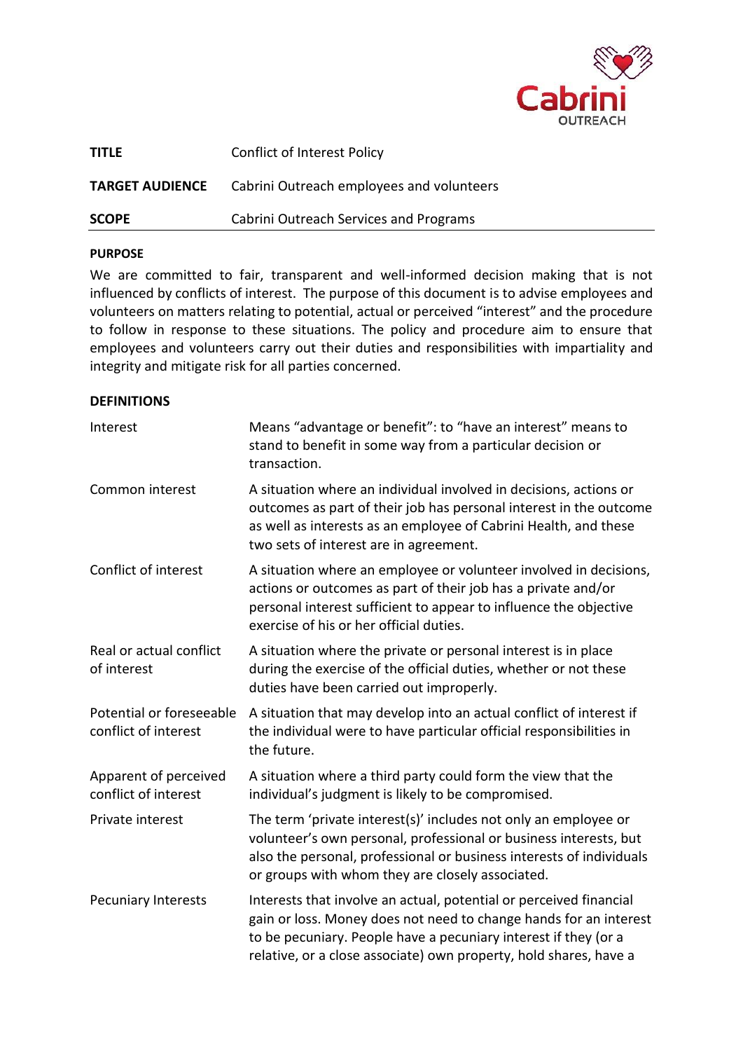| | |
|---|---|
| **TITLE** | Conflict of Interest Policy |
| **TARGET AUDIENCE** | Cabrini Outreach employees and volunteers |
| **SCOPE** | Cabrini Outreach Services and Programs |

**PURPOSE**

We are committed to fair, transparent and well-informed decision making that is not influenced by conflicts of interest. The purpose of this document is to advise employees and volunteers on matters relating to potential, actual or perceived "interest" and the procedure to follow in response to these situations. The policy and procedure aim to ensure that employees and volunteers carry out their duties and responsibilities with impartiality and integrity and mitigate risk for all parties concerned.

**DEFINITIONS**

| | |
|---|---|
| Interest | Means "advantage or benefit": to "have an interest" means to stand to benefit in some way from a particular decision or transaction. |
| Common interest | A situation where an individual involved in decisions, actions or outcomes as part of their job has personal interest in the outcome as well as interests as an employee of Cabrini Health, and these two sets of interest are in agreement. |
| Conflict of interest | A situation where an employee or volunteer involved in decisions, actions or outcomes as part of their job has a private and/or personal interest sufficient to appear to influence the objective exercise of his or her official duties. |
| Real or actual conflict of interest | A situation where the private or personal interest is in place during the exercise of the official duties, whether or not these duties have been carried out improperly. |
| Potential or foreseeable conflict of interest | A situation that may develop into an actual conflict of interest if the individual were to have particular official responsibilities in the future. |
| Apparent of perceived conflict of interest | A situation where a third party could form the view that the individual's judgment is likely to be compromised. |
| Private interest | The term 'private interest(s)' includes not only an employee or volunteer's own personal, professional or business interests, but also the personal, professional or business interests of individuals or groups with whom they are closely associated. |
| Pecuniary Interests | Interests that involve an actual, potential or perceived financial gain or loss. Money does not need to change hands for an interest to be pecuniary. People have a pecuniary interest if they (or a relative, or a close associate) own property, hold shares, have a |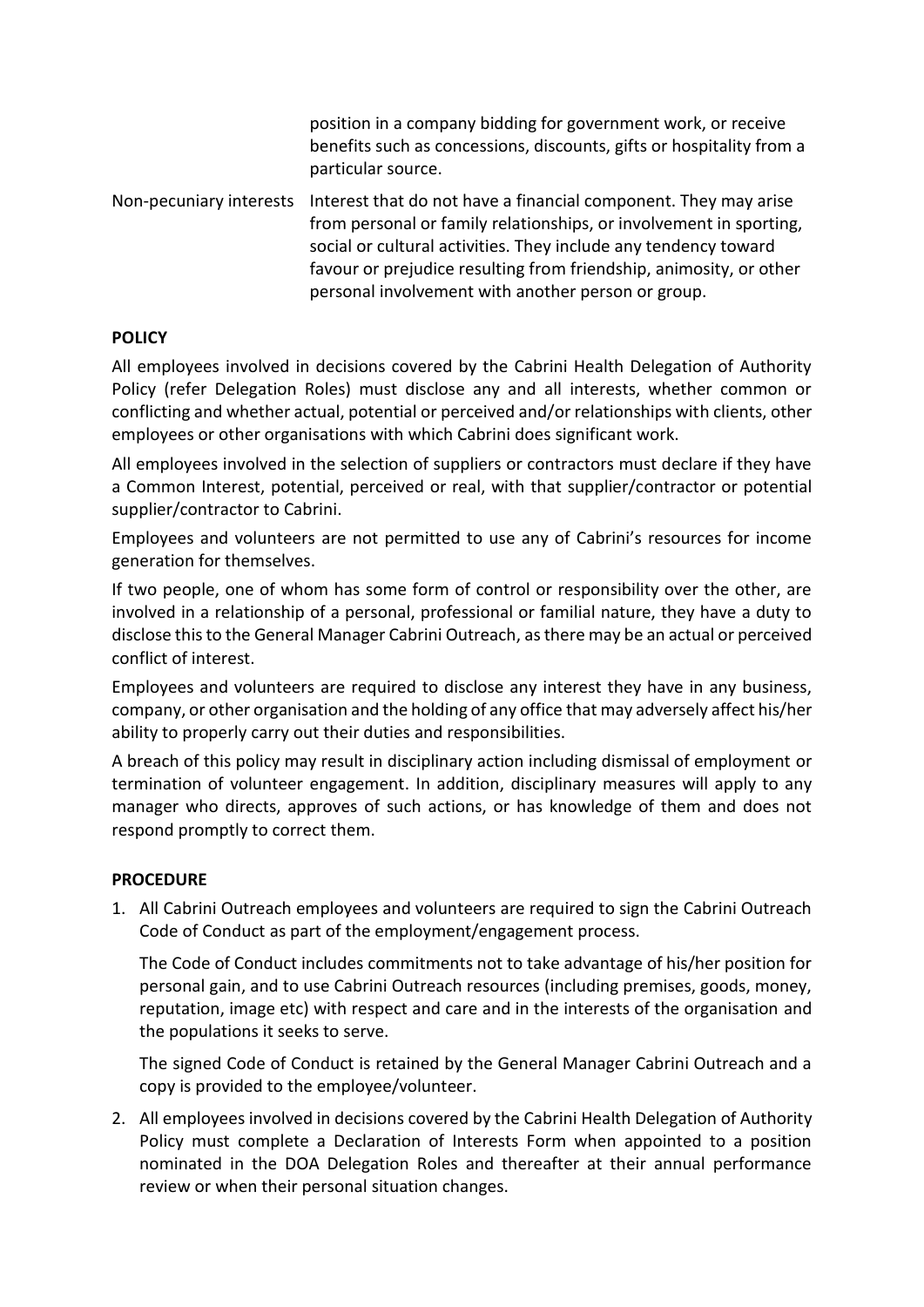| | |
|---|---|
| | position in a company bidding for government work, or receive benefits such as concessions, discounts, gifts or hospitality from a particular source. |
| Non-pecuniary interests | Interest that do not have a financial component. They may arise from personal or family relationships, or involvement in sporting, social or cultural activities. They include any tendency toward favour or prejudice resulting from friendship, animosity, or other personal involvement with another person or group. |

**POLICY**

All employees involved in decisions covered by the Cabrini Health Delegation of Authority Policy (refer Delegation Roles) must disclose any and all interests, whether common or conflicting and whether actual, potential or perceived and/or relationships with clients, other employees or other organisations with which Cabrini does significant work.

All employees involved in the selection of suppliers or contractors must declare if they have a Common Interest, potential, perceived or real, with that supplier/contractor or potential supplier/contractor to Cabrini.

Employees and volunteers are not permitted to use any of Cabrini's resources for income generation for themselves.

If two people, one of whom has some form of control or responsibility over the other, are involved in a relationship of a personal, professional or familial nature, they have a duty to disclose this to the General Manager Cabrini Outreach, as there may be an actual or perceived conflict of interest.

Employees and volunteers are required to disclose any interest they have in any business, company, or other organisation and the holding of any office that may adversely affect his/her ability to properly carry out their duties and responsibilities.

A breach of this policy may result in disciplinary action including dismissal of employment or termination of volunteer engagement. In addition, disciplinary measures will apply to any manager who directs, approves of such actions, or has knowledge of them and does not respond promptly to correct them.

**PROCEDURE**

1. All Cabrini Outreach employees and volunteers are required to sign the Cabrini Outreach Code of Conduct as part of the employment/engagement process.

   The Code of Conduct includes commitments not to take advantage of his/her position for personal gain, and to use Cabrini Outreach resources (including premises, goods, money, reputation, image etc) with respect and care and in the interests of the organisation and the populations it seeks to serve.

   The signed Code of Conduct is retained by the General Manager Cabrini Outreach and a copy is provided to the employee/volunteer.

2. All employees involved in decisions covered by the Cabrini Health Delegation of Authority Policy must complete a Declaration of Interests Form when appointed to a position nominated in the DOA Delegation Roles and thereafter at their annual performance review or when their personal situation changes.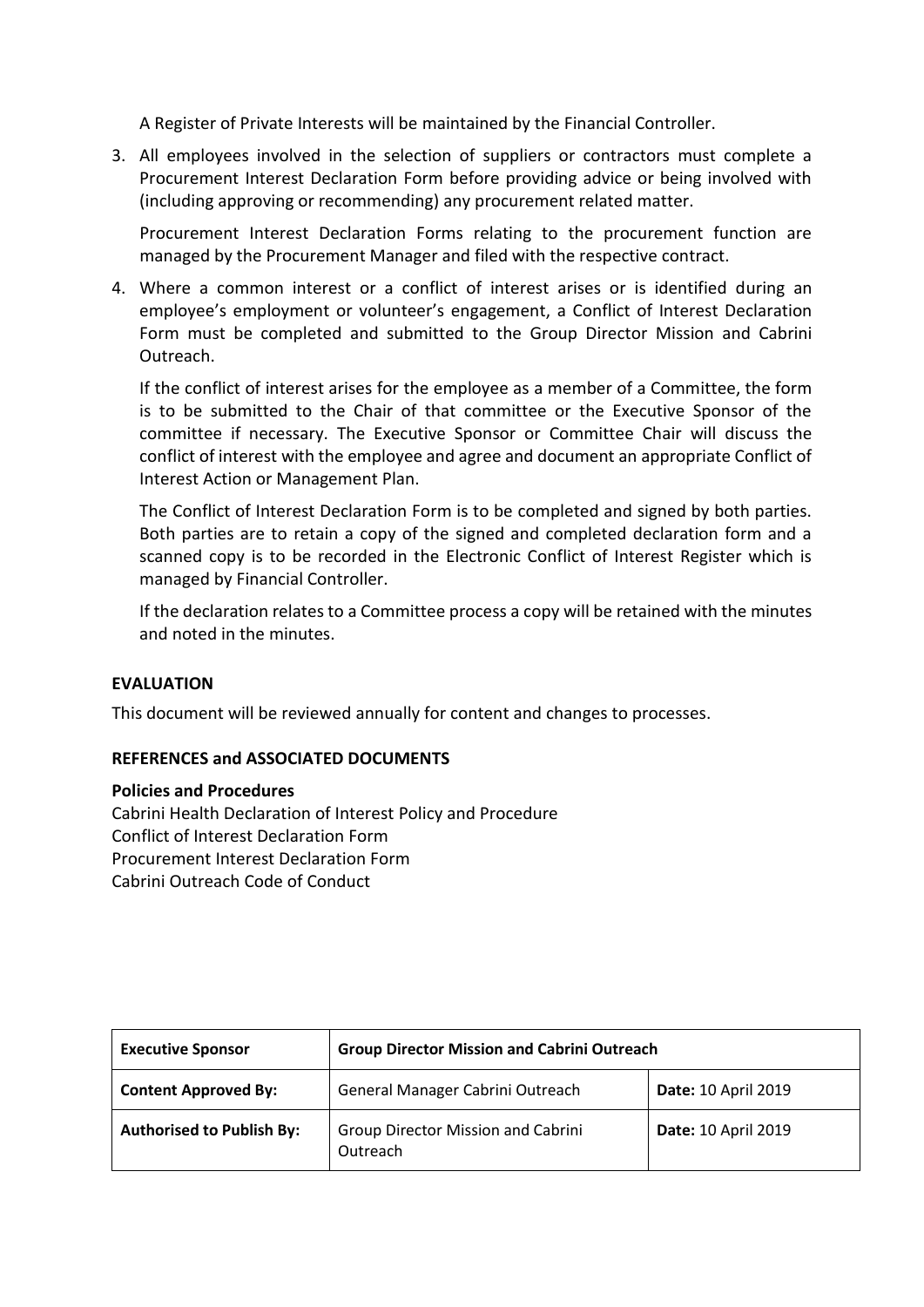A Register of Private Interests will be maintained by the Financial Controller.

3. All employees involved in the selection of suppliers or contractors must complete a Procurement Interest Declaration Form before providing advice or being involved with (including approving or recommending) any procurement related matter.

   Procurement Interest Declaration Forms relating to the procurement function are managed by the Procurement Manager and filed with the respective contract.

4. Where a common interest or a conflict of interest arises or is identified during an employee's employment or volunteer's engagement, a Conflict of Interest Declaration Form must be completed and submitted to the Group Director Mission and Cabrini Outreach.

   If the conflict of interest arises for the employee as a member of a Committee, the form is to be submitted to the Chair of that committee or the Executive Sponsor of the committee if necessary. The Executive Sponsor or Committee Chair will discuss the conflict of interest with the employee and agree and document an appropriate Conflict of Interest Action or Management Plan.

   The Conflict of Interest Declaration Form is to be completed and signed by both parties. Both parties are to retain a copy of the signed and completed declaration form and a scanned copy is to be recorded in the Electronic Conflict of Interest Register which is managed by Financial Controller.

   If the declaration relates to a Committee process a copy will be retained with the minutes and noted in the minutes.

**EVALUATION**

This document will be reviewed annually for content and changes to processes.

**REFERENCES and ASSOCIATED DOCUMENTS**

**Policies and Procedures**

Cabrini Health Declaration of Interest Policy and Procedure
Conflict of Interest Declaration Form
Procurement Interest Declaration Form
Cabrini Outreach Code of Conduct

| | | |
|---|---|---|
| **Executive Sponsor** | **Group Director Mission and Cabrini Outreach** | |
| **Content Approved By:** | General Manager Cabrini Outreach | **Date:** 10 April 2019 |
| **Authorised to Publish By:** | Group Director Mission and Cabrini Outreach | **Date:** 10 April 2019 |